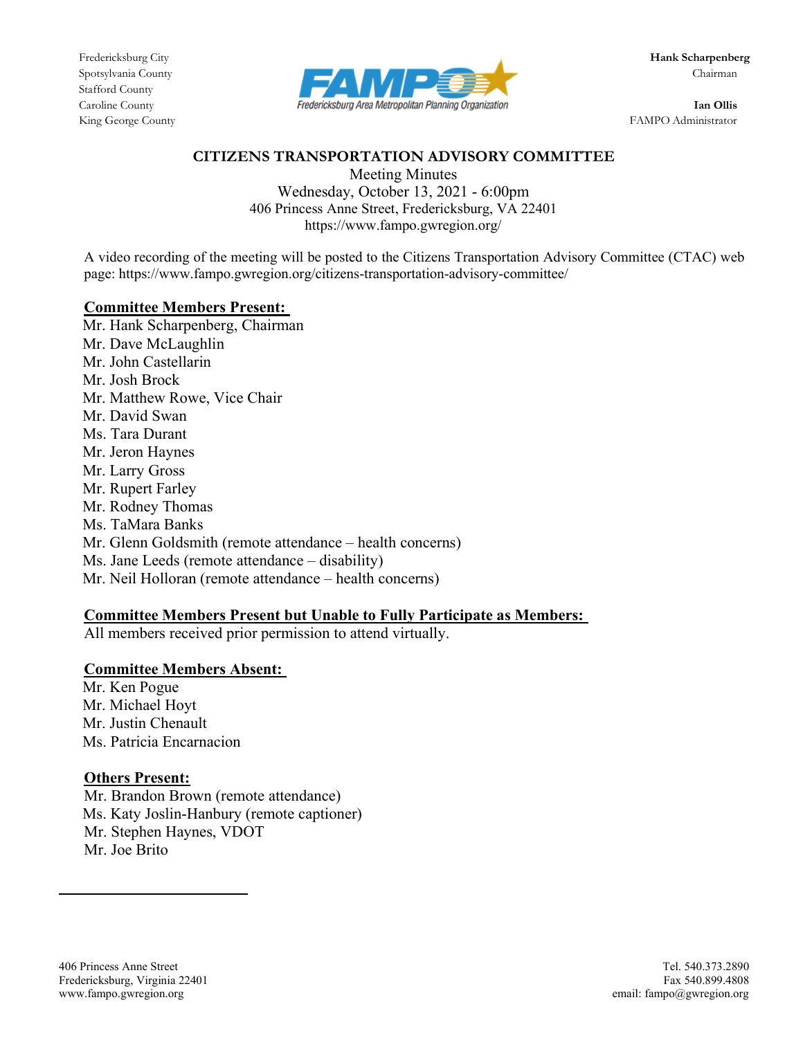Fredericksburg City
Spotsylvania County
Stafford County
Caroline County
King George County

**Hank Scharpenberg**
Chairman

**Ian Ollis**
FAMPO Administrator

Fredericksburg Area Metropolitan Planning Organization

# CITIZENS TRANSPORTATION ADVISORY COMMITTEE

Meeting Minutes
Wednesday, October 13, 2021 - 6:00pm
406 Princess Anne Street, Fredericksburg, VA 22401
https://www.fampo.gwregion.org/

A video recording of the meeting will be posted to the Citizens Transportation Advisory Committee (CTAC) web page: https://www.fampo.gwregion.org/citizens-transportation-advisory-committee/

## Committee Members Present:

Mr. Hank Scharpenberg, Chairman
Mr. Dave McLaughlin
Mr. John Castellarin
Mr. Josh Brock
Mr. Matthew Rowe, Vice Chair
Mr. David Swan
Ms. Tara Durant
Mr. Jeron Haynes
Mr. Larry Gross
Mr. Rupert Farley
Mr. Rodney Thomas
Ms. TaMara Banks
Mr. Glenn Goldsmith (remote attendance – health concerns)
Ms. Jane Leeds (remote attendance – disability)
Mr. Neil Holloran (remote attendance – health concerns)

## Committee Members Present but Unable to Fully Participate as Members:

All members received prior permission to attend virtually.

## Committee Members Absent:

Mr. Ken Pogue
Mr. Michael Hoyt
Mr. Justin Chenault
Ms. Patricia Encarnacion

## Others Present:

Mr. Brandon Brown (remote attendance)
Ms. Katy Joslin-Hanbury (remote captioner)
Mr. Stephen Haynes, VDOT
Mr. Joe Brito

406 Princess Anne Street
Fredericksburg, Virginia 22401
www.fampo.gwregion.org

Tel. 540.373.2890
Fax 540.899.4808
email: fampo@gwregion.org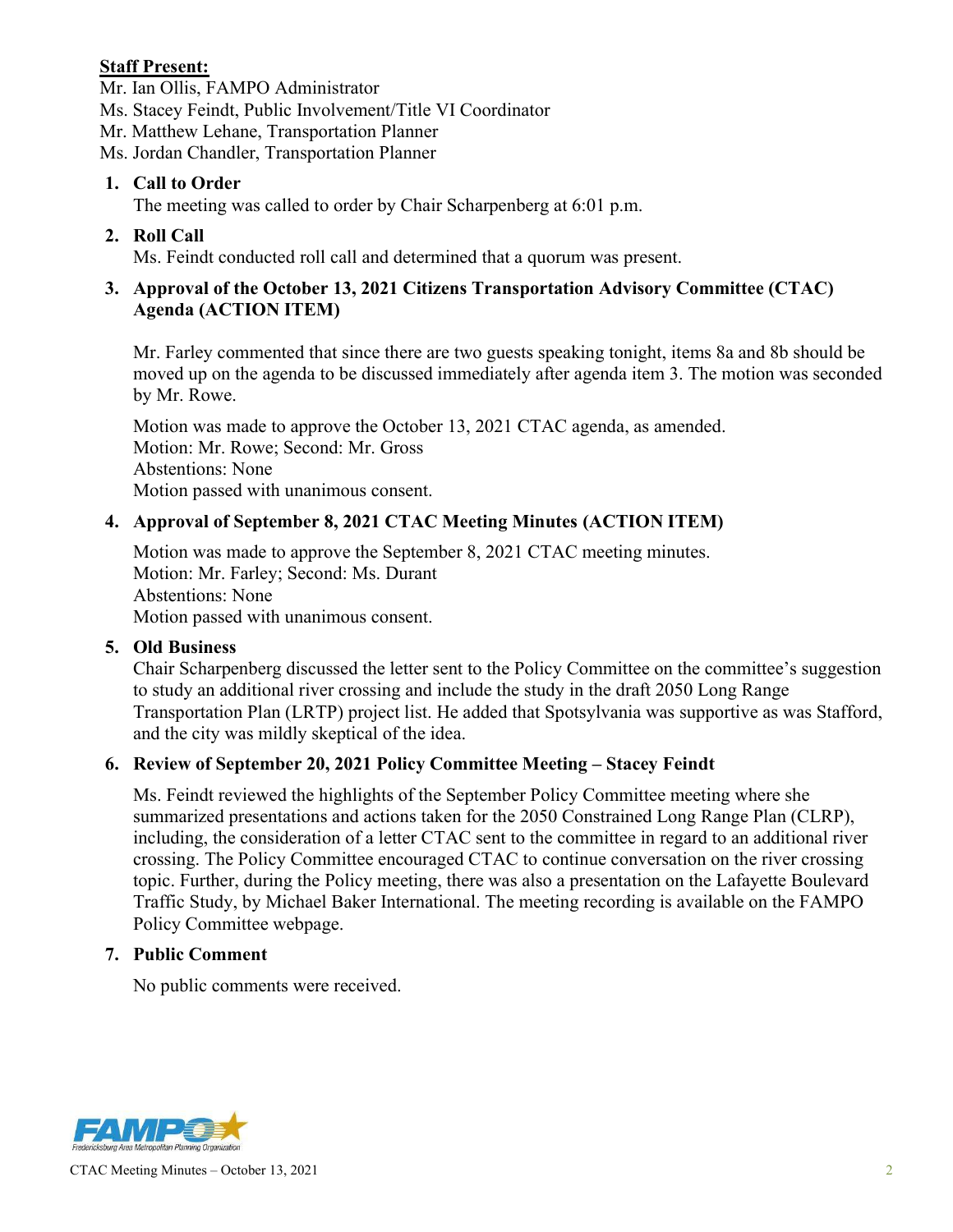**Staff Present:**

Mr. Ian Ollis, FAMPO Administrator
Ms. Stacey Feindt, Public Involvement/Title VI Coordinator
Mr. Matthew Lehane, Transportation Planner
Ms. Jordan Chandler, Transportation Planner

1. **Call to Order**

   The meeting was called to order by Chair Scharpenberg at 6:01 p.m.

2. **Roll Call**

   Ms. Feindt conducted roll call and determined that a quorum was present.

3. **Approval of the October 13, 2021 Citizens Transportation Advisory Committee (CTAC) Agenda (ACTION ITEM)**

   Mr. Farley commented that since there are two guests speaking tonight, items 8a and 8b should be moved up on the agenda to be discussed immediately after agenda item 3. The motion was seconded by Mr. Rowe.

   Motion was made to approve the October 13, 2021 CTAC agenda, as amended.
   Motion: Mr. Rowe; Second: Mr. Gross
   Abstentions: None
   Motion passed with unanimous consent.

4. **Approval of September 8, 2021 CTAC Meeting Minutes (ACTION ITEM)**

   Motion was made to approve the September 8, 2021 CTAC meeting minutes.
   Motion: Mr. Farley; Second: Ms. Durant
   Abstentions: None
   Motion passed with unanimous consent.

5. **Old Business**

   Chair Scharpenberg discussed the letter sent to the Policy Committee on the committee's suggestion to study an additional river crossing and include the study in the draft 2050 Long Range Transportation Plan (LRTP) project list. He added that Spotsylvania was supportive as was Stafford, and the city was mildly skeptical of the idea.

6. **Review of September 20, 2021 Policy Committee Meeting – Stacey Feindt**

   Ms. Feindt reviewed the highlights of the September Policy Committee meeting where she summarized presentations and actions taken for the 2050 Constrained Long Range Plan (CLRP), including, the consideration of a letter CTAC sent to the committee in regard to an additional river crossing. The Policy Committee encouraged CTAC to continue conversation on the river crossing topic. Further, during the Policy meeting, there was also a presentation on the Lafayette Boulevard Traffic Study, by Michael Baker International. The meeting recording is available on the FAMPO Policy Committee webpage.

7. **Public Comment**

   No public comments were received.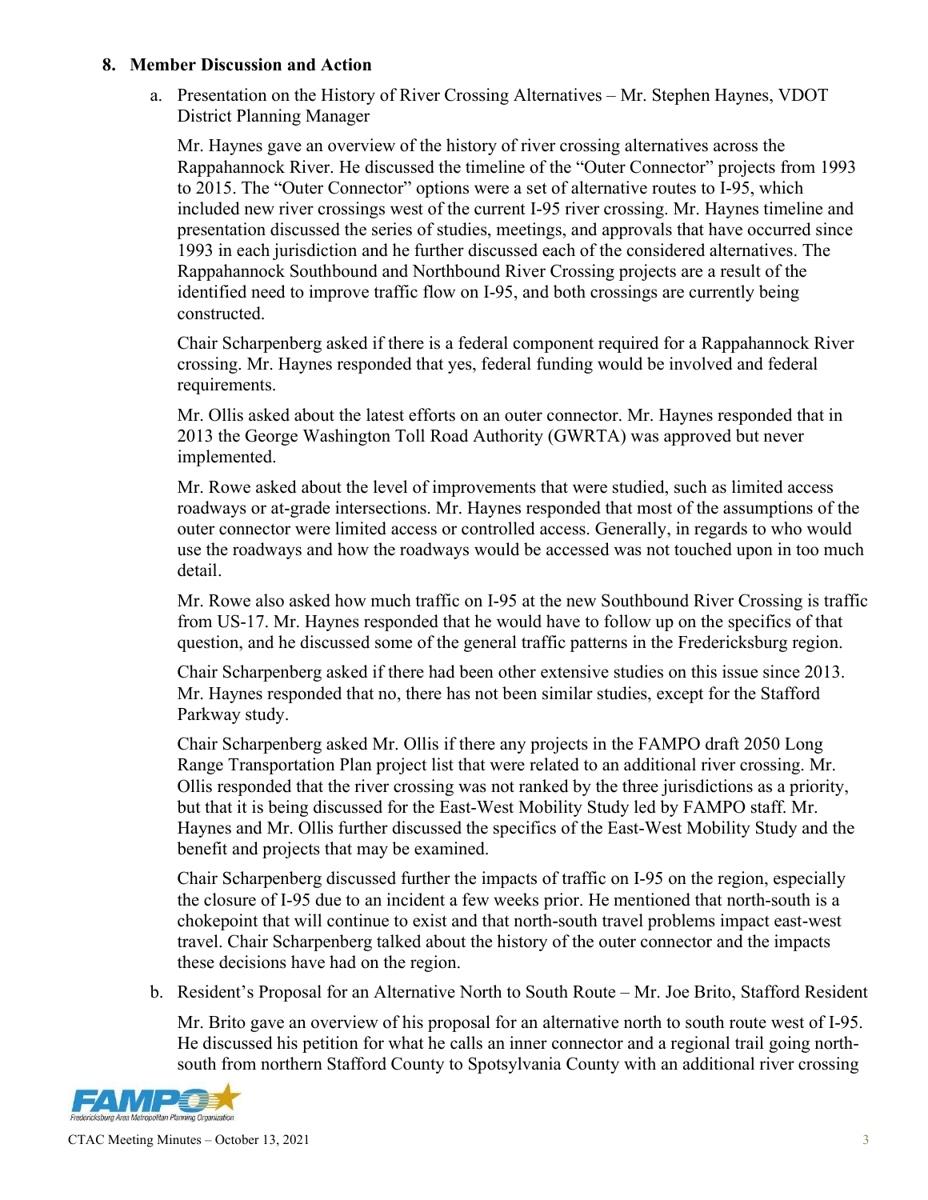## 8. Member Discussion and Action

a. Presentation on the History of River Crossing Alternatives – Mr. Stephen Haynes, VDOT District Planning Manager

Mr. Haynes gave an overview of the history of river crossing alternatives across the Rappahannock River. He discussed the timeline of the "Outer Connector" projects from 1993 to 2015. The "Outer Connector" options were a set of alternative routes to I-95, which included new river crossings west of the current I-95 river crossing. Mr. Haynes timeline and presentation discussed the series of studies, meetings, and approvals that have occurred since 1993 in each jurisdiction and he further discussed each of the considered alternatives. The Rappahannock Southbound and Northbound River Crossing projects are a result of the identified need to improve traffic flow on I-95, and both crossings are currently being constructed.

Chair Scharpenberg asked if there is a federal component required for a Rappahannock River crossing. Mr. Haynes responded that yes, federal funding would be involved and federal requirements.

Mr. Ollis asked about the latest efforts on an outer connector. Mr. Haynes responded that in 2013 the George Washington Toll Road Authority (GWRTA) was approved but never implemented.

Mr. Rowe asked about the level of improvements that were studied, such as limited access roadways or at-grade intersections. Mr. Haynes responded that most of the assumptions of the outer connector were limited access or controlled access. Generally, in regards to who would use the roadways and how the roadways would be accessed was not touched upon in too much detail.

Mr. Rowe also asked how much traffic on I-95 at the new Southbound River Crossing is traffic from US-17. Mr. Haynes responded that he would have to follow up on the specifics of that question, and he discussed some of the general traffic patterns in the Fredericksburg region.

Chair Scharpenberg asked if there had been other extensive studies on this issue since 2013. Mr. Haynes responded that no, there has not been similar studies, except for the Stafford Parkway study.

Chair Scharpenberg asked Mr. Ollis if there any projects in the FAMPO draft 2050 Long Range Transportation Plan project list that were related to an additional river crossing. Mr. Ollis responded that the river crossing was not ranked by the three jurisdictions as a priority, but that it is being discussed for the East-West Mobility Study led by FAMPO staff. Mr. Haynes and Mr. Ollis further discussed the specifics of the East-West Mobility Study and the benefit and projects that may be examined.

Chair Scharpenberg discussed further the impacts of traffic on I-95 on the region, especially the closure of I-95 due to an incident a few weeks prior. He mentioned that north-south is a chokepoint that will continue to exist and that north-south travel problems impact east-west travel. Chair Scharpenberg talked about the history of the outer connector and the impacts these decisions have had on the region.

b. Resident's Proposal for an Alternative North to South Route – Mr. Joe Brito, Stafford Resident

Mr. Brito gave an overview of his proposal for an alternative north to south route west of I-95. He discussed his petition for what he calls an inner connector and a regional trail going north-south from northern Stafford County to Spotsylvania County with an additional river crossing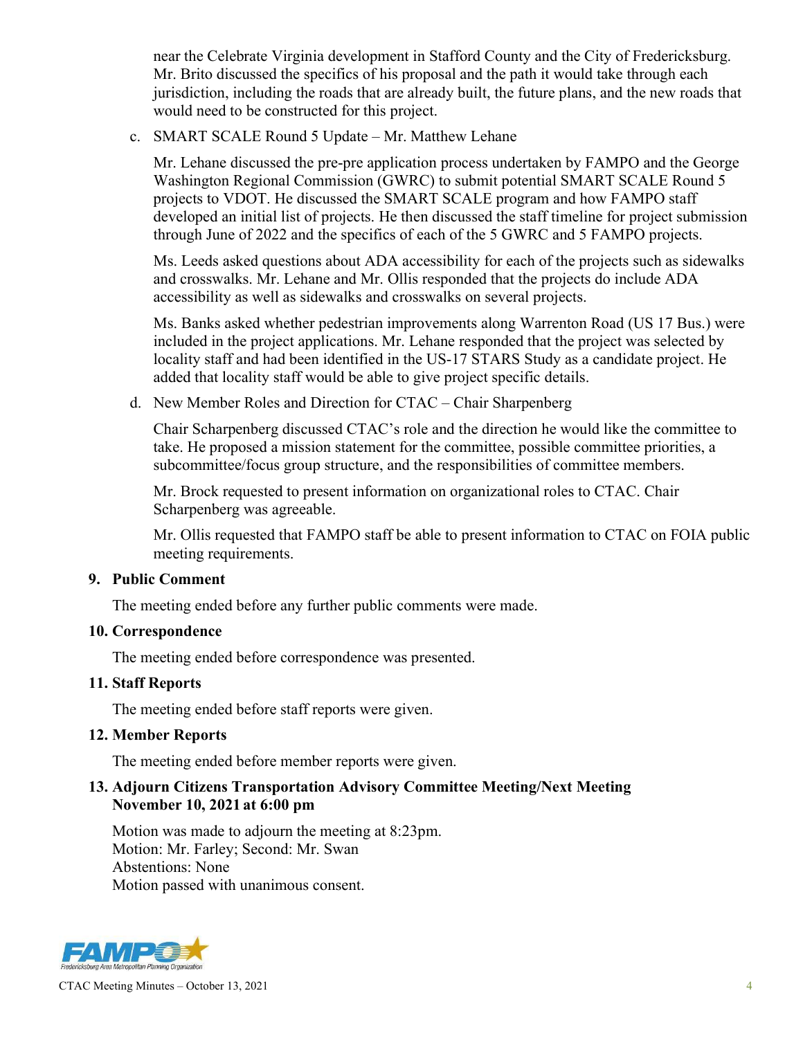near the Celebrate Virginia development in Stafford County and the City of Fredericksburg. Mr. Brito discussed the specifics of his proposal and the path it would take through each jurisdiction, including the roads that are already built, the future plans, and the new roads that would need to be constructed for this project.

c. SMART SCALE Round 5 Update – Mr. Matthew Lehane

Mr. Lehane discussed the pre-pre application process undertaken by FAMPO and the George Washington Regional Commission (GWRC) to submit potential SMART SCALE Round 5 projects to VDOT. He discussed the SMART SCALE program and how FAMPO staff developed an initial list of projects. He then discussed the staff timeline for project submission through June of 2022 and the specifics of each of the 5 GWRC and 5 FAMPO projects.

Ms. Leeds asked questions about ADA accessibility for each of the projects such as sidewalks and crosswalks. Mr. Lehane and Mr. Ollis responded that the projects do include ADA accessibility as well as sidewalks and crosswalks on several projects.

Ms. Banks asked whether pedestrian improvements along Warrenton Road (US 17 Bus.) were included in the project applications. Mr. Lehane responded that the project was selected by locality staff and had been identified in the US-17 STARS Study as a candidate project. He added that locality staff would be able to give project specific details.

d. New Member Roles and Direction for CTAC – Chair Sharpenberg

Chair Scharpenberg discussed CTAC's role and the direction he would like the committee to take. He proposed a mission statement for the committee, possible committee priorities, a subcommittee/focus group structure, and the responsibilities of committee members.

Mr. Brock requested to present information on organizational roles to CTAC. Chair Scharpenberg was agreeable.

Mr. Ollis requested that FAMPO staff be able to present information to CTAC on FOIA public meeting requirements.

**9. Public Comment**

The meeting ended before any further public comments were made.

**10. Correspondence**

The meeting ended before correspondence was presented.

**11. Staff Reports**

The meeting ended before staff reports were given.

**12. Member Reports**

The meeting ended before member reports were given.

**13. Adjourn Citizens Transportation Advisory Committee Meeting/Next Meeting November 10, 2021 at 6:00 pm**

Motion was made to adjourn the meeting at 8:23pm.
Motion: Mr. Farley; Second: Mr. Swan
Abstentions: None
Motion passed with unanimous consent.